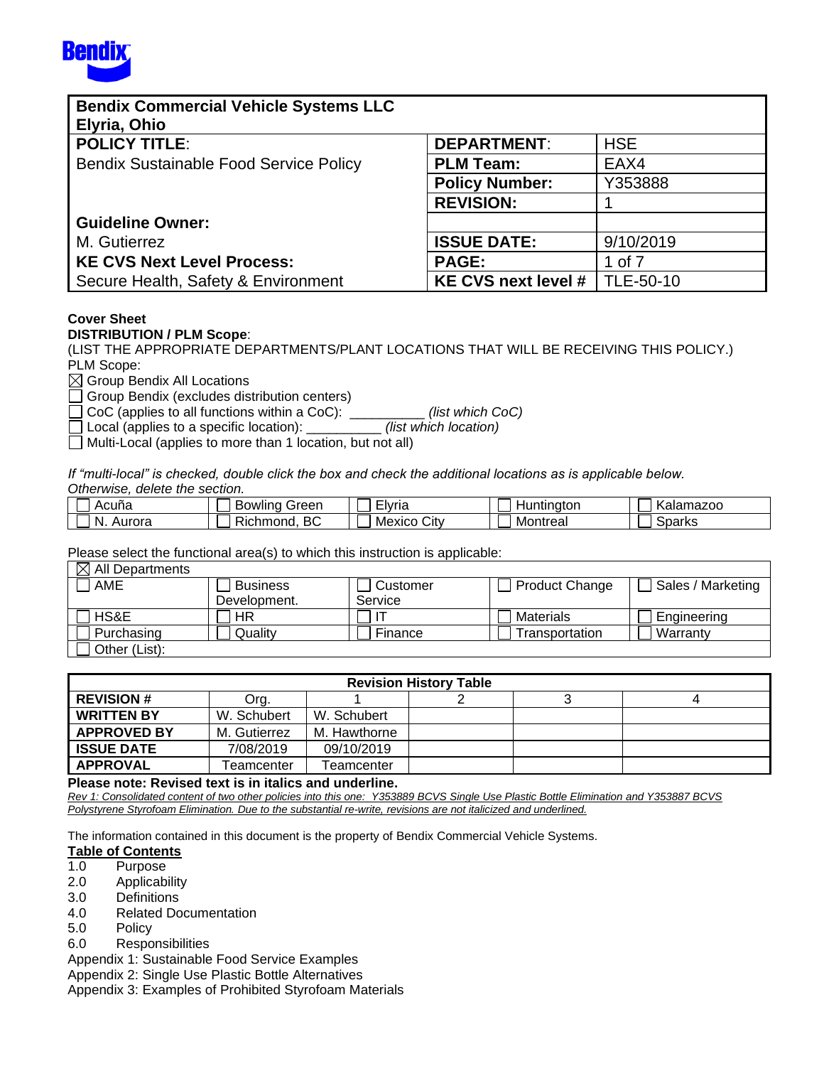Bendix

| **Bendix Commercial Vehicle Systems LLC Elyria, Ohio** | | |
|---|---|---|
| **POLICY TITLE**: | **DEPARTMENT**: | HSE |
| Bendix Sustainable Food Service Policy | **PLM Team:** | EAX4 |
| | **Policy Number:** | Y353888 |
| | **REVISION:** | 1 |
| **Guideline Owner:** | | |
| M. Gutierrez | **ISSUE DATE:** | 9/10/2019 |
| **KE CVS Next Level Process:** | **PAGE:** | 1 of 7 |
| Secure Health, Safety & Environment | **KE CVS next level #** | TLE-50-10 |

**Cover Sheet**

**DISTRIBUTION / PLM Scope**:

(LIST THE APPROPRIATE DEPARTMENTS/PLANT LOCATIONS THAT WILL BE RECEIVING THIS POLICY.)

PLM Scope:

☒ Group Bendix All Locations
☐ Group Bendix (excludes distribution centers)
☐ CoC (applies to all functions within a CoC): __________ *(list which CoC)*
☐ Local (applies to a specific location): __________ *(list which location)*
☐ Multi-Local (applies to more than 1 location, but not all)

*If "multi-local" is checked, double click the box and check the additional locations as is applicable below. Otherwise, delete the section.*

| | | | | |
|---|---|---|---|---|
| ☐ Acuña | ☐ Bowling Green | ☐ Elyria | ☐ Huntington | ☐ Kalamazoo |
| ☐ N. Aurora | ☐ Richmond, BC | ☐ Mexico City | ☐ Montreal | ☐ Sparks |

Please select the functional area(s) to which this instruction is applicable:

| ☒ All Departments | | | | |
|---|---|---|---|---|
| ☐ AME | ☐ Business Development. | ☐ Customer Service | ☐ Product Change | ☐ Sales / Marketing |
| ☐ HS&E | ☐ HR | ☐ IT | ☐ Materials | ☐ Engineering |
| ☐ Purchasing | ☐ Quality | ☐ Finance | ☐ Transportation | ☐ Warranty |
| ☐ Other (List): | | | | |

| **Revision History Table** | | | | | |
|---|---|---|---|---|---|
| **REVISION #** | Org. | 1 | 2 | 3 | 4 |
| **WRITTEN BY** | W. Schubert | W. Schubert | | | |
| **APPROVED BY** | M. Gutierrez | M. Hawthorne | | | |
| **ISSUE DATE** | 7/08/2019 | 09/10/2019 | | | |
| **APPROVAL** | Teamcenter | Teamcenter | | | |

**Please note: Revised text is in italics and underline.**

*Rev 1: Consolidated content of two other policies into this one: Y353889 BCVS Single Use Plastic Bottle Elimination and Y353887 BCVS Polystyrene Styrofoam Elimination. Due to the substantial re-write, revisions are not italicized and underlined.*

The information contained in this document is the property of Bendix Commercial Vehicle Systems.

**Table of Contents**

1.0 Purpose
2.0 Applicability
3.0 Definitions
4.0 Related Documentation
5.0 Policy
6.0 Responsibilities

Appendix 1: Sustainable Food Service Examples
Appendix 2: Single Use Plastic Bottle Alternatives
Appendix 3: Examples of Prohibited Styrofoam Materials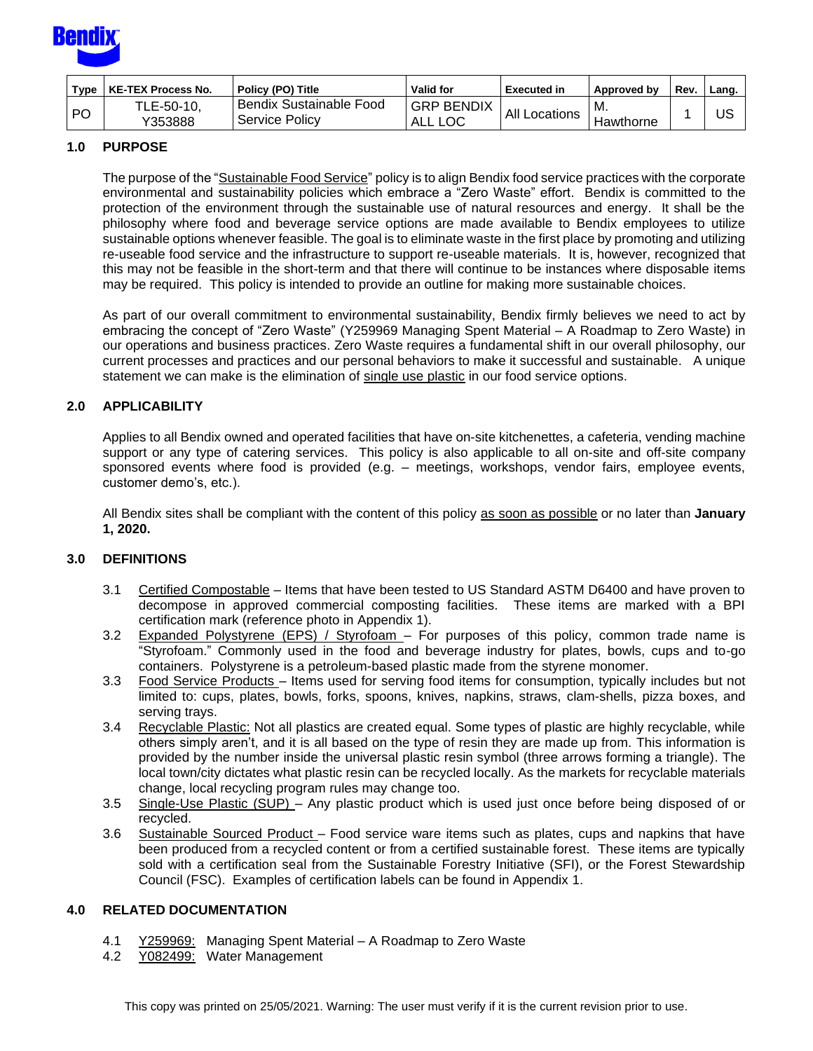Bendix

| Type | KE-TEX Process No. | Policy (PO) Title | Valid for | Executed in | Approved by | Rev. | Lang. |
|---|---|---|---|---|---|---|---|
| PO | TLE-50-10, Y353888 | Bendix Sustainable Food Service Policy | GRP BENDIX ALL LOC | All Locations | M. Hawthorne | 1 | US |

## 1.0 PURPOSE

The purpose of the "Sustainable Food Service" policy is to align Bendix food service practices with the corporate environmental and sustainability policies which embrace a "Zero Waste" effort. Bendix is committed to the protection of the environment through the sustainable use of natural resources and energy. It shall be the philosophy where food and beverage service options are made available to Bendix employees to utilize sustainable options whenever feasible. The goal is to eliminate waste in the first place by promoting and utilizing re-useable food service and the infrastructure to support re-useable materials. It is, however, recognized that this may not be feasible in the short-term and that there will continue to be instances where disposable items may be required. This policy is intended to provide an outline for making more sustainable choices.

As part of our overall commitment to environmental sustainability, Bendix firmly believes we need to act by embracing the concept of "Zero Waste" (Y259969 Managing Spent Material – A Roadmap to Zero Waste) in our operations and business practices. Zero Waste requires a fundamental shift in our overall philosophy, our current processes and practices and our personal behaviors to make it successful and sustainable. A unique statement we can make is the elimination of single use plastic in our food service options.

## 2.0 APPLICABILITY

Applies to all Bendix owned and operated facilities that have on-site kitchenettes, a cafeteria, vending machine support or any type of catering services. This policy is also applicable to all on-site and off-site company sponsored events where food is provided (e.g. – meetings, workshops, vendor fairs, employee events, customer demo's, etc.).

All Bendix sites shall be compliant with the content of this policy as soon as possible or no later than **January 1, 2020.**

## 3.0 DEFINITIONS

3.1 Certified Compostable – Items that have been tested to US Standard ASTM D6400 and have proven to decompose in approved commercial composting facilities. These items are marked with a BPI certification mark (reference photo in Appendix 1).

3.2 Expanded Polystyrene (EPS) / Styrofoam – For purposes of this policy, common trade name is "Styrofoam." Commonly used in the food and beverage industry for plates, bowls, cups and to-go containers. Polystyrene is a petroleum-based plastic made from the styrene monomer.

3.3 Food Service Products – Items used for serving food items for consumption, typically includes but not limited to: cups, plates, bowls, forks, spoons, knives, napkins, straws, clam-shells, pizza boxes, and serving trays.

3.4 Recyclable Plastic: Not all plastics are created equal. Some types of plastic are highly recyclable, while others simply aren't, and it is all based on the type of resin they are made up from. This information is provided by the number inside the universal plastic resin symbol (three arrows forming a triangle). The local town/city dictates what plastic resin can be recycled locally. As the markets for recyclable materials change, local recycling program rules may change too.

3.5 Single-Use Plastic (SUP) – Any plastic product which is used just once before being disposed of or recycled.

3.6 Sustainable Sourced Product – Food service ware items such as plates, cups and napkins that have been produced from a recycled content or from a certified sustainable forest. These items are typically sold with a certification seal from the Sustainable Forestry Initiative (SFI), or the Forest Stewardship Council (FSC). Examples of certification labels can be found in Appendix 1.

## 4.0 RELATED DOCUMENTATION

4.1 Y259969: Managing Spent Material – A Roadmap to Zero Waste

4.2 Y082499: Water Management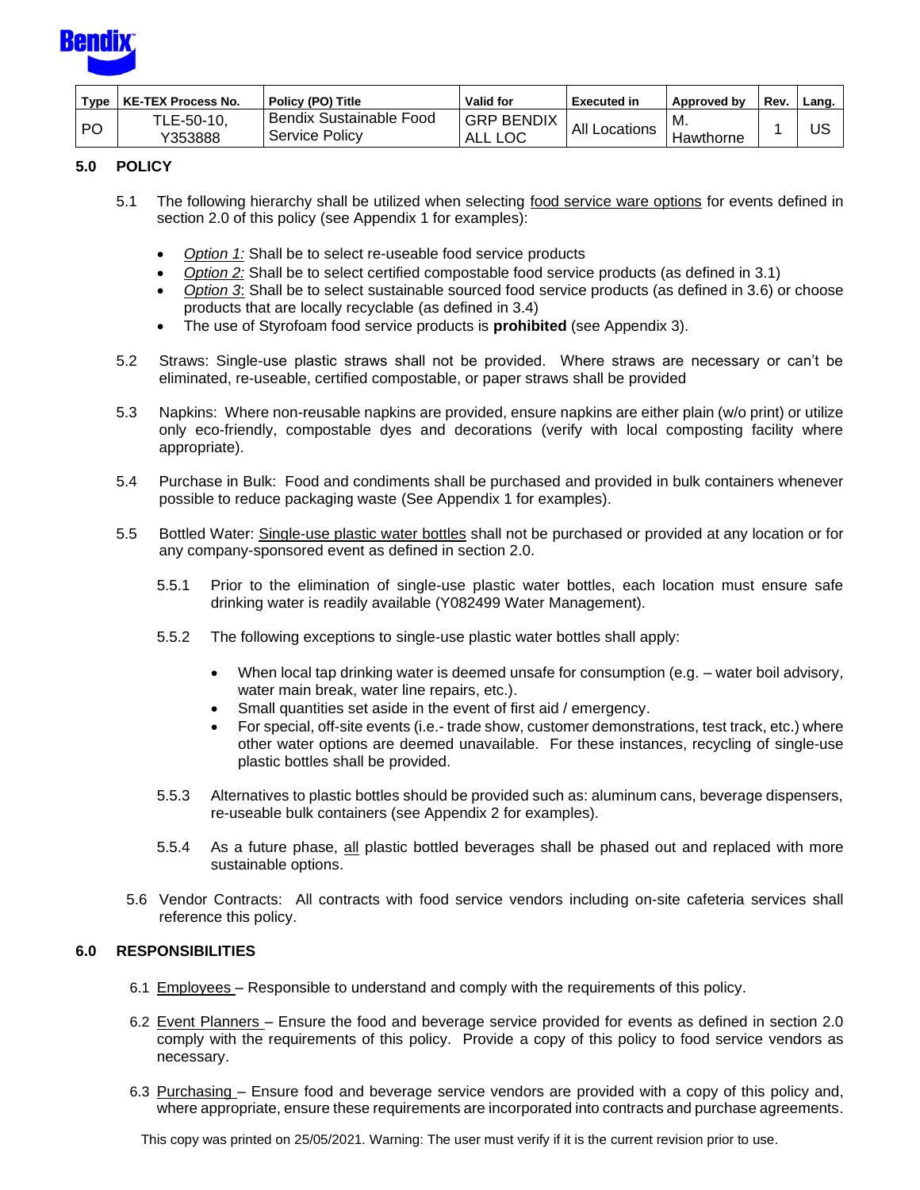| Type | KE-TEX Process No. | Policy (PO) Title | Valid for | Executed in | Approved by | Rev. | Lang. |
|---|---|---|---|---|---|---|---|
| PO | TLE-50-10, Y353888 | Bendix Sustainable Food Service Policy | GRP BENDIX ALL LOC | All Locations | M. Hawthorne | 1 | US |

## 5.0 POLICY

5.1 The following hierarchy shall be utilized when selecting food service ware options for events defined in section 2.0 of this policy (see Appendix 1 for examples):

- *Option 1:* Shall be to select re-useable food service products
- *Option 2:* Shall be to select certified compostable food service products (as defined in 3.1)
- *Option 3*: Shall be to select sustainable sourced food service products (as defined in 3.6) or choose products that are locally recyclable (as defined in 3.4)
- The use of Styrofoam food service products is **prohibited** (see Appendix 3).

5.2 Straws: Single-use plastic straws shall not be provided. Where straws are necessary or can't be eliminated, re-useable, certified compostable, or paper straws shall be provided

5.3 Napkins: Where non-reusable napkins are provided, ensure napkins are either plain (w/o print) or utilize only eco-friendly, compostable dyes and decorations (verify with local composting facility where appropriate).

5.4 Purchase in Bulk: Food and condiments shall be purchased and provided in bulk containers whenever possible to reduce packaging waste (See Appendix 1 for examples).

5.5 Bottled Water: Single-use plastic water bottles shall not be purchased or provided at any location or for any company-sponsored event as defined in section 2.0.

5.5.1 Prior to the elimination of single-use plastic water bottles, each location must ensure safe drinking water is readily available (Y082499 Water Management).

5.5.2 The following exceptions to single-use plastic water bottles shall apply:

- When local tap drinking water is deemed unsafe for consumption (e.g. – water boil advisory, water main break, water line repairs, etc.).
- Small quantities set aside in the event of first aid / emergency.
- For special, off-site events (i.e.- trade show, customer demonstrations, test track, etc.) where other water options are deemed unavailable. For these instances, recycling of single-use plastic bottles shall be provided.

5.5.3 Alternatives to plastic bottles should be provided such as: aluminum cans, beverage dispensers, re-useable bulk containers (see Appendix 2 for examples).

5.5.4 As a future phase, all plastic bottled beverages shall be phased out and replaced with more sustainable options.

5.6 Vendor Contracts: All contracts with food service vendors including on-site cafeteria services shall reference this policy.

## 6.0 RESPONSIBILITIES

6.1 Employees – Responsible to understand and comply with the requirements of this policy.

6.2 Event Planners – Ensure the food and beverage service provided for events as defined in section 2.0 comply with the requirements of this policy. Provide a copy of this policy to food service vendors as necessary.

6.3 Purchasing – Ensure food and beverage service vendors are provided with a copy of this policy and, where appropriate, ensure these requirements are incorporated into contracts and purchase agreements.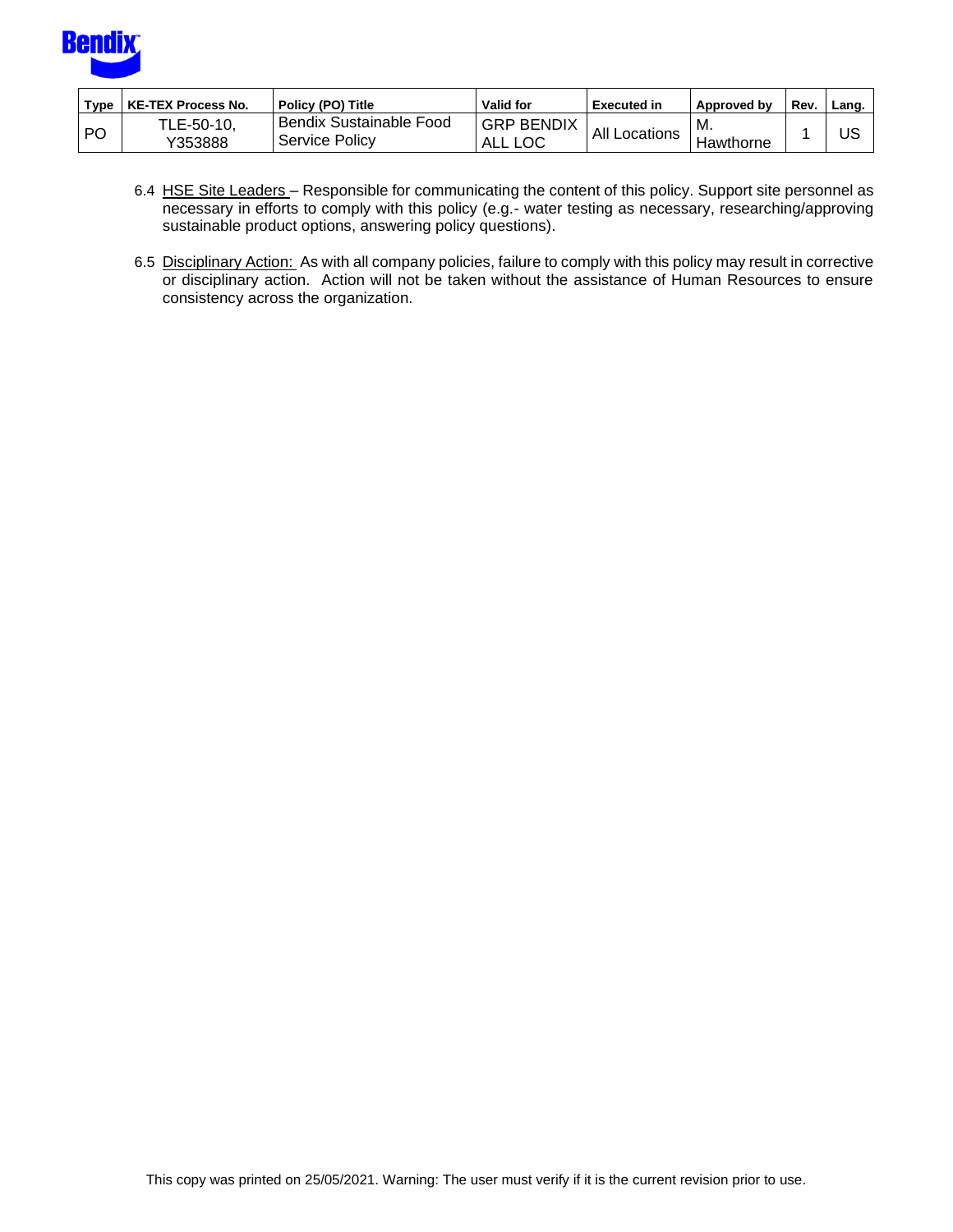6.4 HSE Site Leaders – Responsible for communicating the content of this policy. Support site personnel as necessary in efforts to comply with this policy (e.g.- water testing as necessary, researching/approving sustainable product options, answering policy questions).

6.5 Disciplinary Action: As with all company policies, failure to comply with this policy may result in corrective or disciplinary action. Action will not be taken without the assistance of Human Resources to ensure consistency across the organization.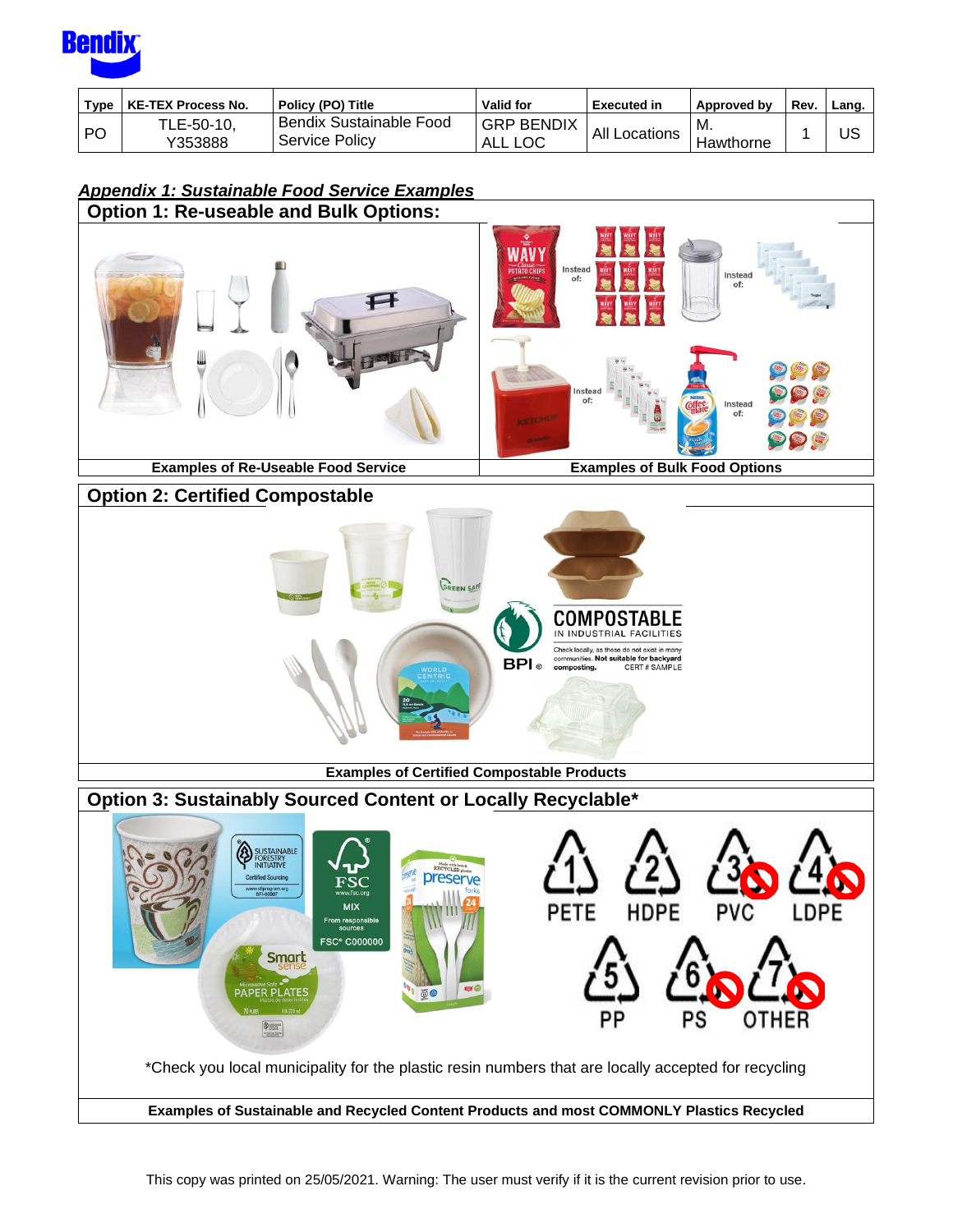| Type | KE-TEX Process No. | Policy (PO) Title | Valid for | Executed in | Approved by | Rev. | Lang. |
|---|---|---|---|---|---|---|---|
| PO | TLE-50-10, Y353888 | Bendix Sustainable Food Service Policy | GRP BENDIX ALL LOC | All Locations | M. Hawthorne | 1 | US |

## ***Appendix 1: Sustainable Food Service Examples***

### Option 1: Re-useable and Bulk Options:

| Examples of Re-Useable Food Service | Examples of Bulk Food Options |
|---|---|

### Option 2: Certified Compostable

**Examples of Certified Compostable Products**

### Option 3: Sustainably Sourced Content or Locally Recyclable*

*Check you local municipality for the plastic resin numbers that are locally accepted for recycling

**Examples of Sustainable and Recycled Content Products and most COMMONLY Plastics Recycled**

This copy was printed on 25/05/2021. Warning: The user must verify if it is the current revision prior to use.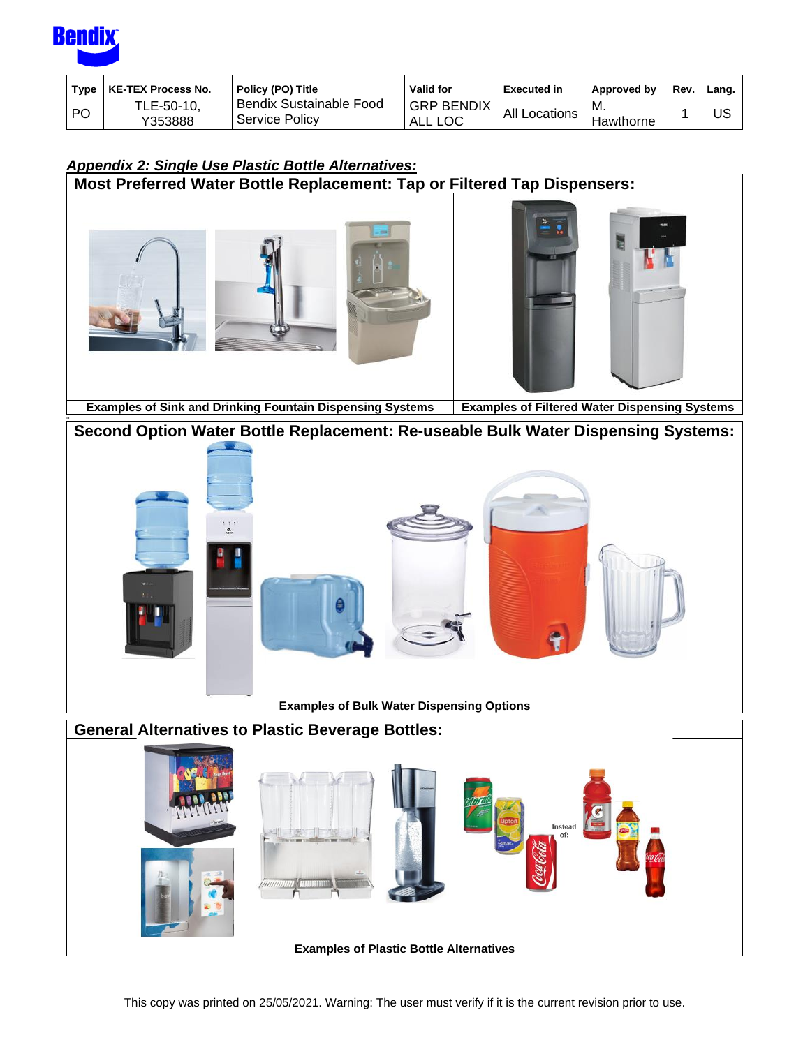| Type | KE-TEX Process No. | Policy (PO) Title | Valid for | Executed in | Approved by | Rev. | Lang. |
|---|---|---|---|---|---|---|---|
| PO | TLE-50-10, Y353888 | Bendix Sustainable Food Service Policy | GRP BENDIX ALL LOC | All Locations | M. Hawthorne | 1 | US |

## *Appendix 2: Single Use Plastic Bottle Alternatives:*

### Most Preferred Water Bottle Replacement: Tap or Filtered Tap Dispensers:

**Examples of Sink and Drinking Fountain Dispensing Systems**

**Examples of Filtered Water Dispensing Systems**

### Second Option Water Bottle Replacement: Re-useable Bulk Water Dispensing Systems:

**Examples of Bulk Water Dispensing Options**

### General Alternatives to Plastic Beverage Bottles:

Instead of:

**Examples of Plastic Bottle Alternatives**

This copy was printed on 25/05/2021. Warning: The user must verify if it is the current revision prior to use.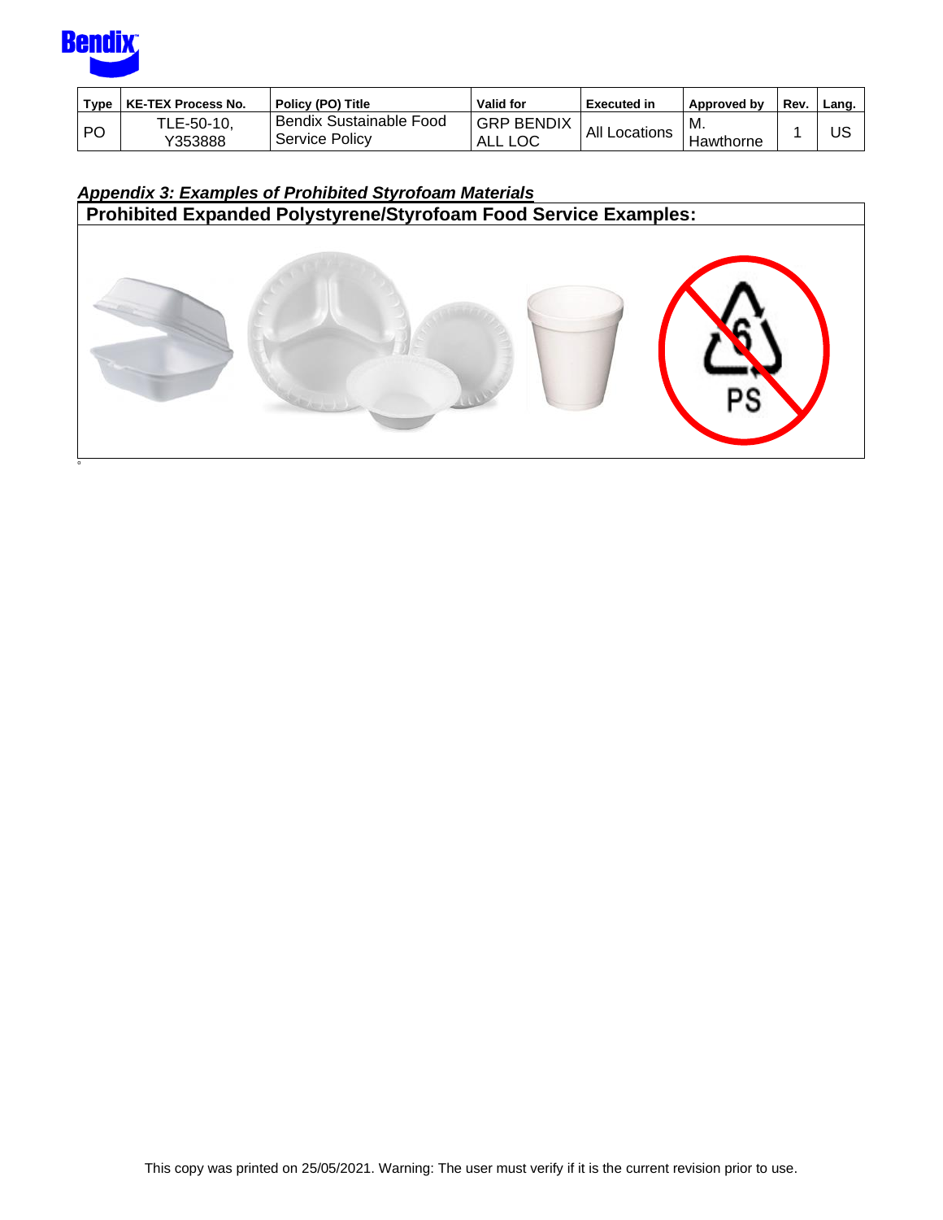| Type | KE-TEX Process No. | Policy (PO) Title | Valid for | Executed in | Approved by | Rev. | Lang. |
|---|---|---|---|---|---|---|---|
| PO | TLE-50-10, Y353888 | Bendix Sustainable Food Service Policy | GRP BENDIX ALL LOC | All Locations | M. Hawthorne | 1 | US |

***Appendix 3: Examples of Prohibited Styrofoam Materials***

| **Prohibited Expanded Polystyrene/Styrofoam Food Service Examples:** |
|---|
| |

This copy was printed on 25/05/2021. Warning: The user must verify if it is the current revision prior to use.